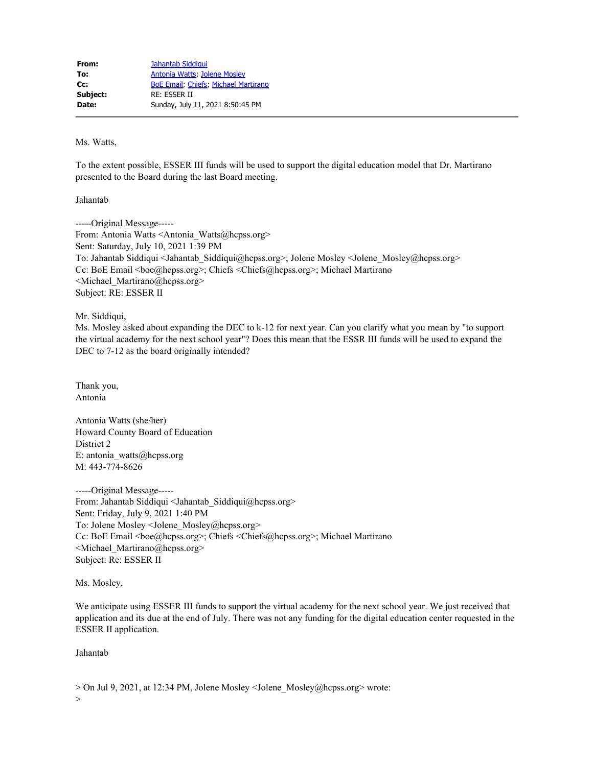| | |
|---|---|
| **From:** | Jahantab Siddiqui |
| **To:** | Antonia Watts; Jolene Mosley |
| **Cc:** | BoE Email; Chiefs; Michael Martirano |
| **Subject:** | RE: ESSER II |
| **Date:** | Sunday, July 11, 2021 8:50:45 PM |

---

Ms. Watts,

To the extent possible, ESSER III funds will be used to support the digital education model that Dr. Martirano presented to the Board during the last Board meeting.

Jahantab

-----Original Message-----
From: Antonia Watts <Antonia_Watts@hcpss.org>
Sent: Saturday, July 10, 2021 1:39 PM
To: Jahantab Siddiqui <Jahantab_Siddiqui@hcpss.org>; Jolene Mosley <Jolene_Mosley@hcpss.org>
Cc: BoE Email <boe@hcpss.org>; Chiefs <Chiefs@hcpss.org>; Michael Martirano <Michael_Martirano@hcpss.org>
Subject: RE: ESSER II

Mr. Siddiqui,
Ms. Mosley asked about expanding the DEC to k-12 for next year. Can you clarify what you mean by "to support the virtual academy for the next school year"? Does this mean that the ESSR III funds will be used to expand the DEC to 7-12 as the board originally intended?

Thank you,
Antonia

Antonia Watts (she/her)
Howard County Board of Education
District 2
E: antonia_watts@hcpss.org
M: 443-774-8626

-----Original Message-----
From: Jahantab Siddiqui <Jahantab_Siddiqui@hcpss.org>
Sent: Friday, July 9, 2021 1:40 PM
To: Jolene Mosley <Jolene_Mosley@hcpss.org>
Cc: BoE Email <boe@hcpss.org>; Chiefs <Chiefs@hcpss.org>; Michael Martirano <Michael_Martirano@hcpss.org>
Subject: Re: ESSER II

Ms. Mosley,

We anticipate using ESSER III funds to support the virtual academy for the next school year. We just received that application and its due at the end of July. There was not any funding for the digital education center requested in the ESSER II application.

Jahantab

> On Jul 9, 2021, at 12:34 PM, Jolene Mosley <Jolene_Mosley@hcpss.org> wrote:
>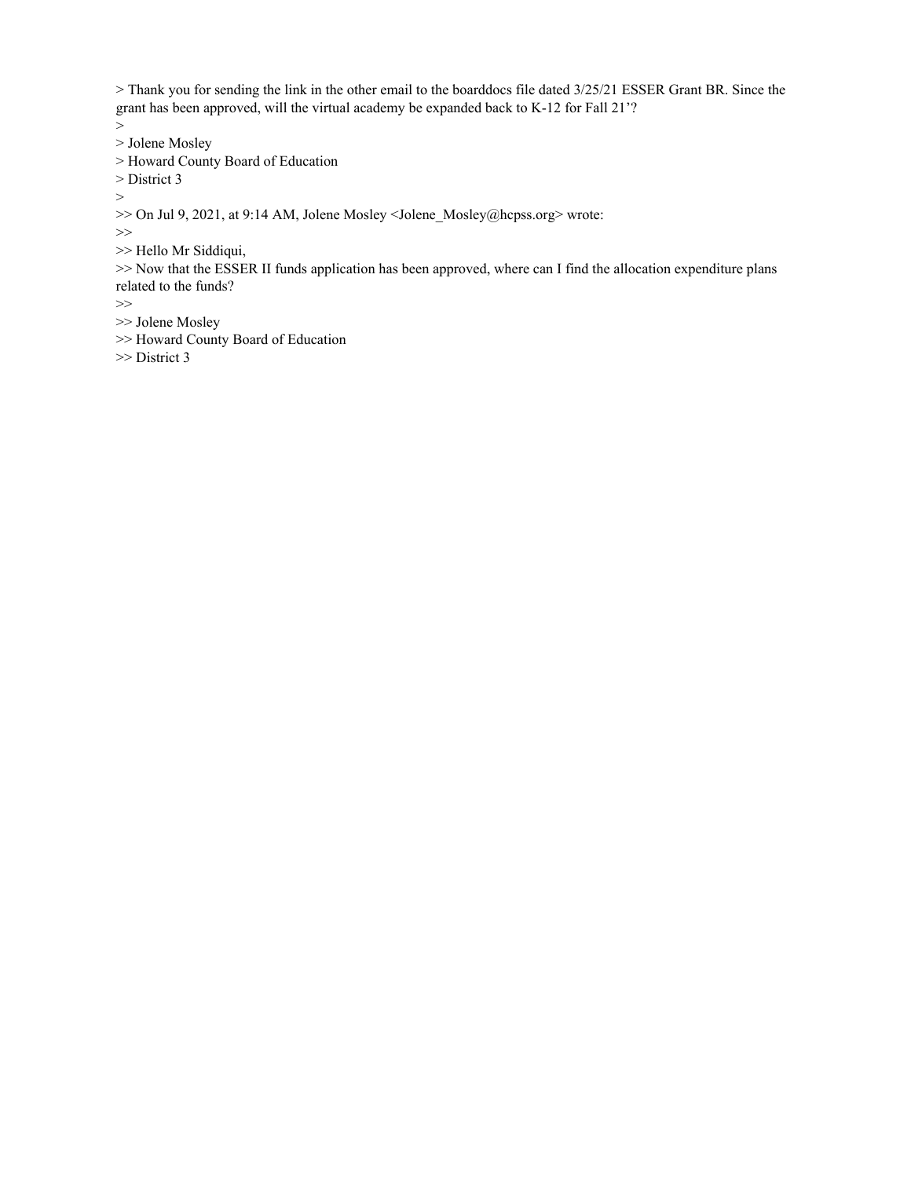> Thank you for sending the link in the other email to the boarddocs file dated 3/25/21 ESSER Grant BR. Since the grant has been approved, will the virtual academy be expanded back to K-12 for Fall 21'?
>
> Jolene Mosley
> Howard County Board of Education
> District 3
>
>> On Jul 9, 2021, at 9:14 AM, Jolene Mosley <Jolene_Mosley@hcpss.org> wrote:
>>
>> Hello Mr Siddiqui,
>> Now that the ESSER II funds application has been approved, where can I find the allocation expenditure plans related to the funds?
>>
>> Jolene Mosley
>> Howard County Board of Education
>> District 3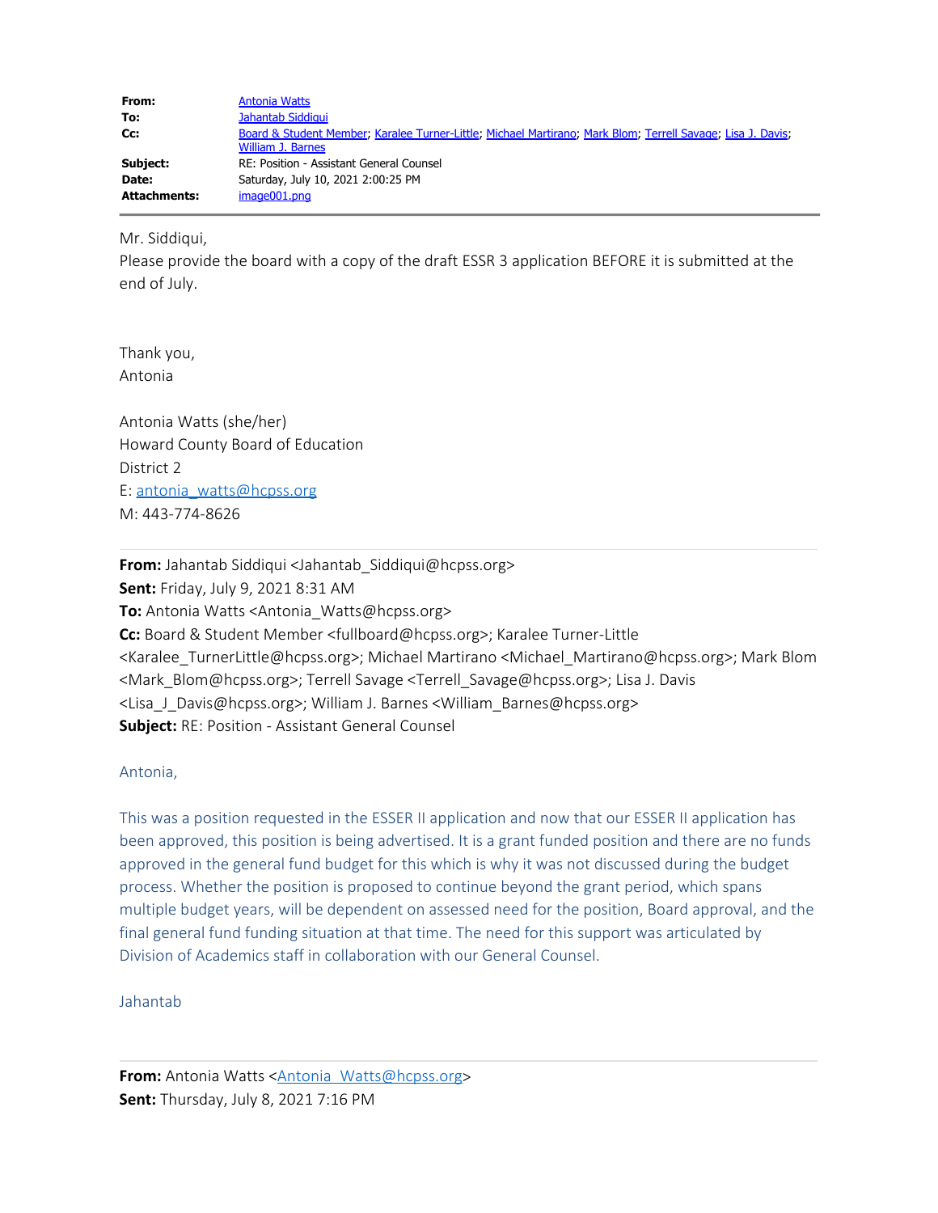| | |
|---|---|
| **From:** | Antonia Watts |
| **To:** | Jahantab Siddiqui |
| **Cc:** | Board & Student Member; Karalee Turner-Little; Michael Martirano; Mark Blom; Terrell Savage; Lisa J. Davis; William J. Barnes |
| **Subject:** | RE: Position - Assistant General Counsel |
| **Date:** | Saturday, July 10, 2021 2:00:25 PM |
| **Attachments:** | image001.png |

Mr. Siddiqui,
Please provide the board with a copy of the draft ESSR 3 application BEFORE it is submitted at the end of July.

Thank you,
Antonia

Antonia Watts (she/her)
Howard County Board of Education
District 2
E: antonia_watts@hcpss.org
M: 443-774-8626

---

**From:** Jahantab Siddiqui <Jahantab_Siddiqui@hcpss.org>
**Sent:** Friday, July 9, 2021 8:31 AM
**To:** Antonia Watts <Antonia_Watts@hcpss.org>
**Cc:** Board & Student Member <fullboard@hcpss.org>; Karalee Turner-Little <Karalee_TurnerLittle@hcpss.org>; Michael Martirano <Michael_Martirano@hcpss.org>; Mark Blom <Mark_Blom@hcpss.org>; Terrell Savage <Terrell_Savage@hcpss.org>; Lisa J. Davis <Lisa_J_Davis@hcpss.org>; William J. Barnes <William_Barnes@hcpss.org>
**Subject:** RE: Position - Assistant General Counsel

Antonia,

This was a position requested in the ESSER II application and now that our ESSER II application has been approved, this position is being advertised. It is a grant funded position and there are no funds approved in the general fund budget for this which is why it was not discussed during the budget process. Whether the position is proposed to continue beyond the grant period, which spans multiple budget years, will be dependent on assessed need for the position, Board approval, and the final general fund funding situation at that time. The need for this support was articulated by Division of Academics staff in collaboration with our General Counsel.

Jahantab

---

**From:** Antonia Watts <Antonia_Watts@hcpss.org>
**Sent:** Thursday, July 8, 2021 7:16 PM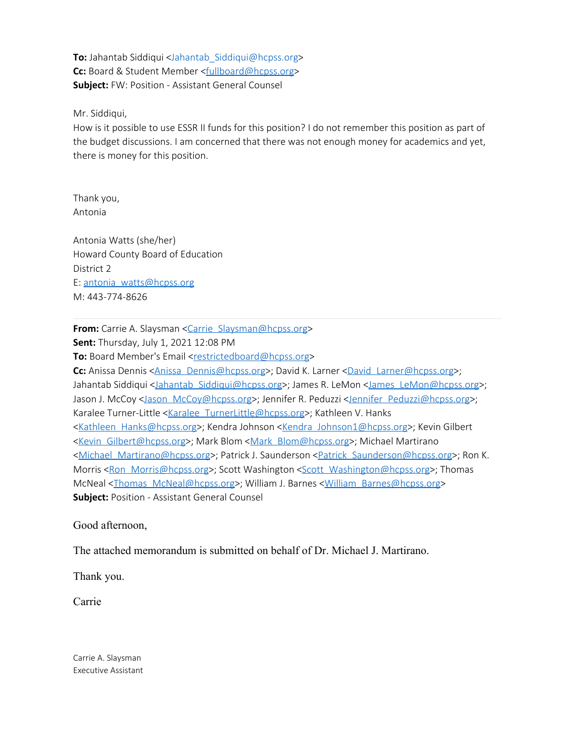**To:** Jahantab Siddiqui <Jahantab_Siddiqui@hcpss.org>
**Cc:** Board & Student Member <fullboard@hcpss.org>
**Subject:** FW: Position - Assistant General Counsel

Mr. Siddiqui,
How is it possible to use ESSR II funds for this position? I do not remember this position as part of the budget discussions. I am concerned that there was not enough money for academics and yet, there is money for this position.

Thank you,
Antonia

Antonia Watts (she/her)
Howard County Board of Education
District 2
E: antonia_watts@hcpss.org
M: 443-774-8626

---

**From:** Carrie A. Slaysman <Carrie_Slaysman@hcpss.org>
**Sent:** Thursday, July 1, 2021 12:08 PM
**To:** Board Member's Email <restrictedboard@hcpss.org>
**Cc:** Anissa Dennis <Anissa_Dennis@hcpss.org>; David K. Larner <David_Larner@hcpss.org>; Jahantab Siddiqui <Jahantab_Siddiqui@hcpss.org>; James R. LeMon <James_LeMon@hcpss.org>; Jason J. McCoy <Jason_McCoy@hcpss.org>; Jennifer R. Peduzzi <Jennifer_Peduzzi@hcpss.org>; Karalee Turner-Little <Karalee_TurnerLittle@hcpss.org>; Kathleen V. Hanks <Kathleen_Hanks@hcpss.org>; Kendra Johnson <Kendra_Johnson1@hcpss.org>; Kevin Gilbert <Kevin_Gilbert@hcpss.org>; Mark Blom <Mark_Blom@hcpss.org>; Michael Martirano <Michael_Martirano@hcpss.org>; Patrick J. Saunderson <Patrick_Saunderson@hcpss.org>; Ron K. Morris <Ron_Morris@hcpss.org>; Scott Washington <Scott_Washington@hcpss.org>; Thomas McNeal <Thomas_McNeal@hcpss.org>; William J. Barnes <William_Barnes@hcpss.org>
**Subject:** Position - Assistant General Counsel

Good afternoon,

The attached memorandum is submitted on behalf of Dr. Michael J. Martirano.

Thank you.

Carrie

Carrie A. Slaysman
Executive Assistant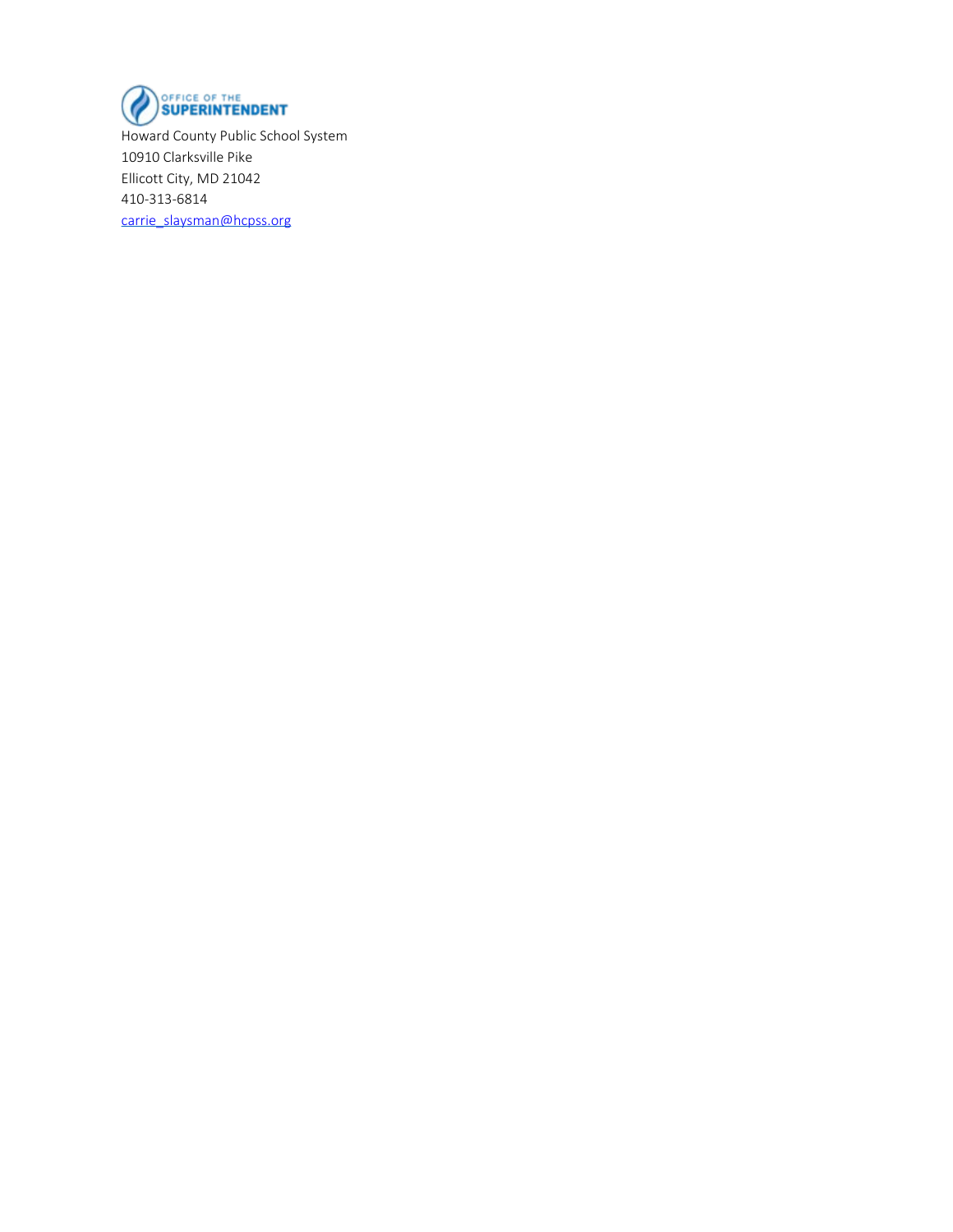OFFICE OF THE
**SUPERINTENDENT**

Howard County Public School System
10910 Clarksville Pike
Ellicott City, MD 21042
410-313-6814
carrie_slaysman@hcpss.org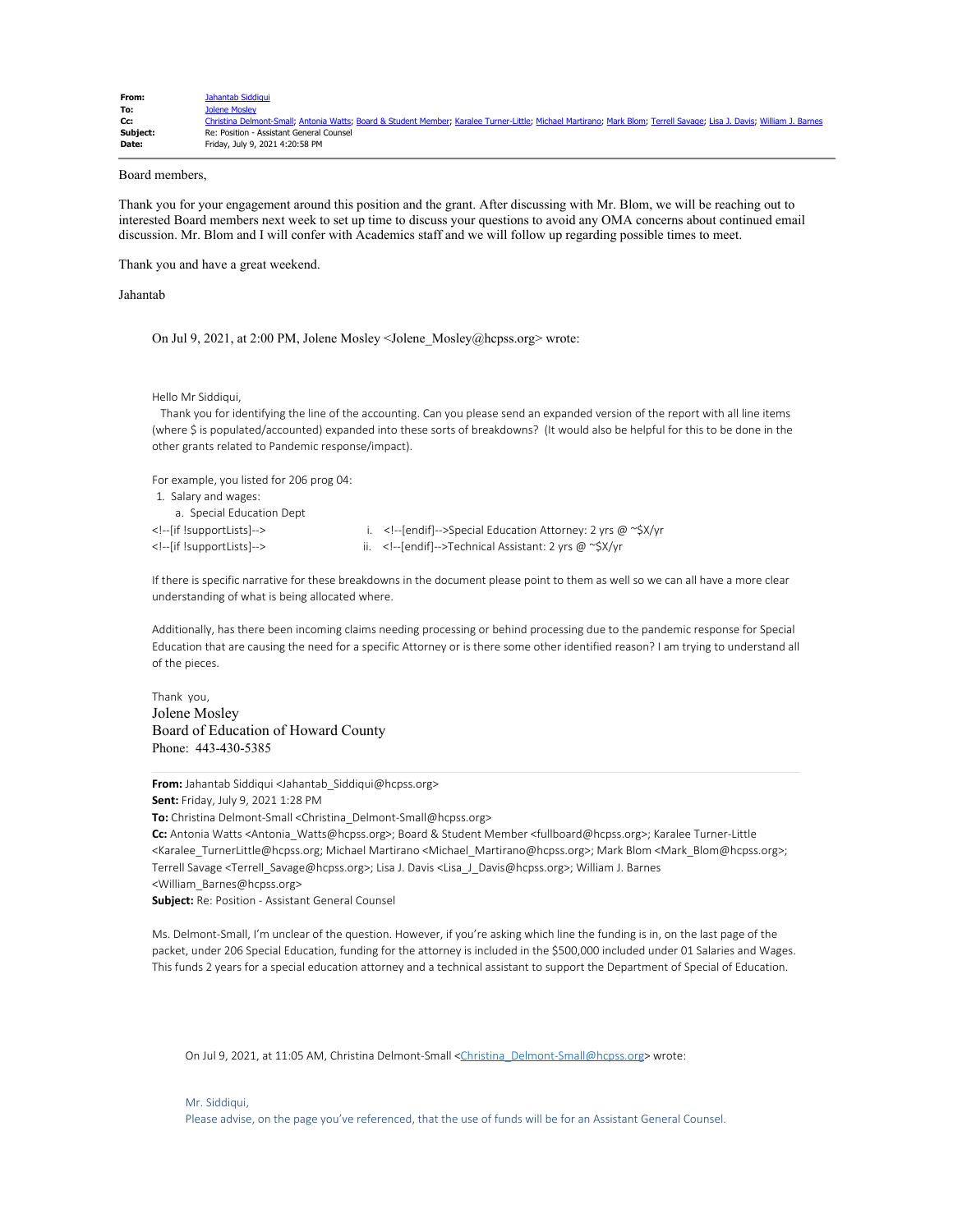| | |
|---|---|
| **From:** | Jahantab Siddiqui |
| **To:** | Jolene Mosley |
| **Cc:** | Christina Delmont-Small; Antonia Watts; Board & Student Member; Karalee Turner-Little; Michael Martirano; Mark Blom; Terrell Savage; Lisa J. Davis; William J. Barnes |
| **Subject:** | Re: Position - Assistant General Counsel |
| **Date:** | Friday, July 9, 2021 4:20:58 PM |

Board members,

Thank you for your engagement around this position and the grant. After discussing with Mr. Blom, we will be reaching out to interested Board members next week to set up time to discuss your questions to avoid any OMA concerns about continued email discussion. Mr. Blom and I will confer with Academics staff and we will follow up regarding possible times to meet.

Thank you and have a great weekend.

Jahantab

On Jul 9, 2021, at 2:00 PM, Jolene Mosley <Jolene_Mosley@hcpss.org> wrote:

Hello Mr Siddiqui,

Thank you for identifying the line of the accounting. Can you please send an expanded version of the report with all line items (where $ is populated/accounted) expanded into these sorts of breakdowns? (It would also be helpful for this to be done in the other grants related to Pandemic response/impact).

For example, you listed for 206 prog 04:

1. Salary and wages:
   a. Special Education Dept

<!--[if !supportLists]--> i. <!--[endif]-->Special Education Attorney: 2 yrs @ ~$X/yr
<!--[if !supportLists]--> ii. <!--[endif]-->Technical Assistant: 2 yrs @ ~$X/yr

If there is specific narrative for these breakdowns in the document please point to them as well so we can all have a more clear understanding of what is being allocated where.

Additionally, has there been incoming claims needing processing or behind processing due to the pandemic response for Special Education that are causing the need for a specific Attorney or is there some other identified reason? I am trying to understand all of the pieces.

Thank you,
Jolene Mosley
Board of Education of Howard County
Phone: 443-430-5385

**From:** Jahantab Siddiqui <Jahantab_Siddiqui@hcpss.org>
**Sent:** Friday, July 9, 2021 1:28 PM
**To:** Christina Delmont-Small <Christina_Delmont-Small@hcpss.org>
**Cc:** Antonia Watts <Antonia_Watts@hcpss.org>; Board & Student Member <fullboard@hcpss.org>; Karalee Turner-Little <Karalee_TurnerLittle@hcpss.org; Michael Martirano <Michael_Martirano@hcpss.org>; Mark Blom <Mark_Blom@hcpss.org>; Terrell Savage <Terrell_Savage@hcpss.org>; Lisa J. Davis <Lisa_J_Davis@hcpss.org>; William J. Barnes <William_Barnes@hcpss.org>
**Subject:** Re: Position - Assistant General Counsel

Ms. Delmont-Small, I'm unclear of the question. However, if you're asking which line the funding is in, on the last page of the packet, under 206 Special Education, funding for the attorney is included in the $500,000 included under 01 Salaries and Wages. This funds 2 years for a special education attorney and a technical assistant to support the Department of Special of Education.

On Jul 9, 2021, at 11:05 AM, Christina Delmont-Small <Christina_Delmont-Small@hcpss.org> wrote:

Mr. Siddiqui,
Please advise, on the page you've referenced, that the use of funds will be for an Assistant General Counsel.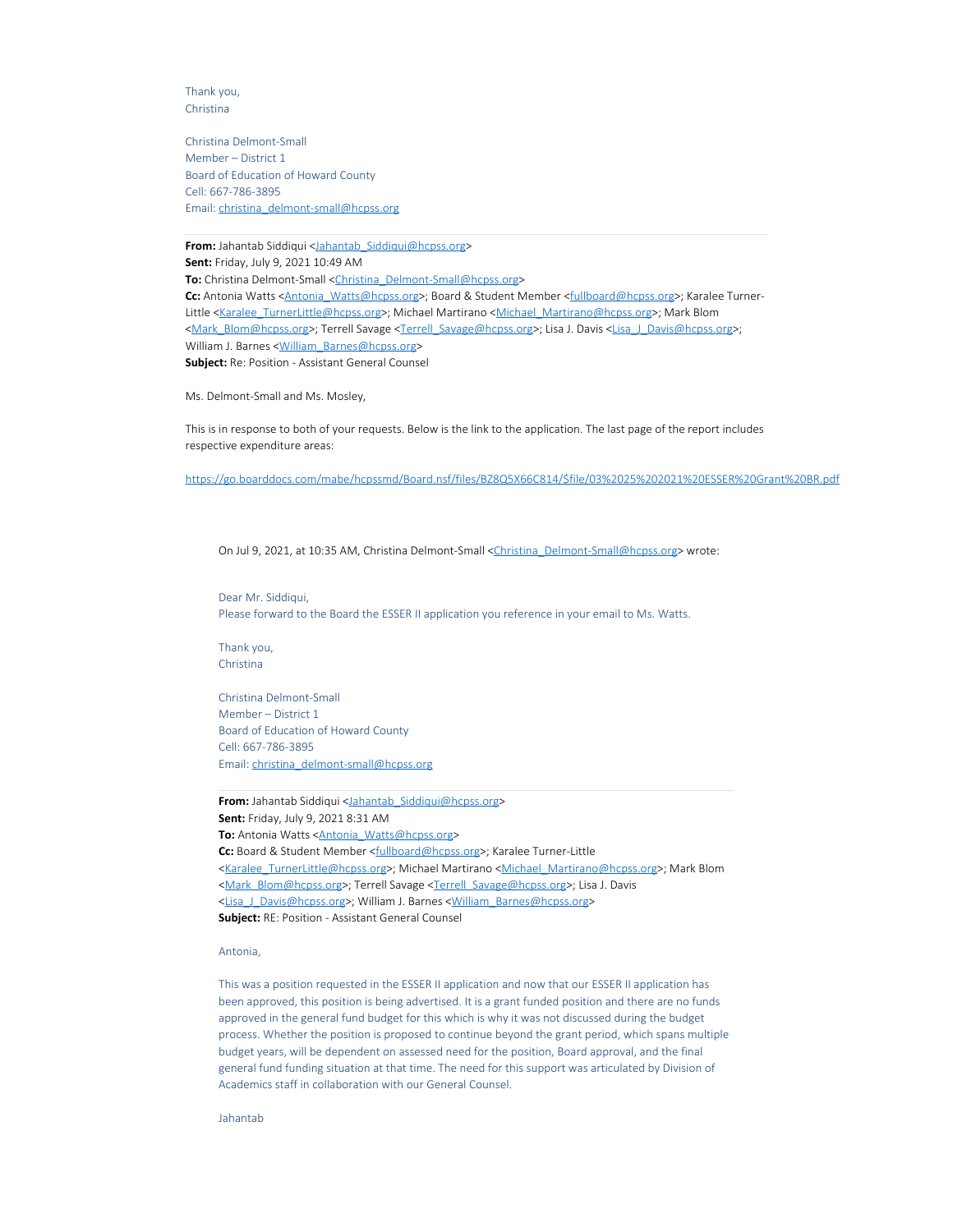Thank you,
Christina

Christina Delmont-Small
Member – District 1
Board of Education of Howard County
Cell: 667-786-3895
Email: christina_delmont-small@hcpss.org

---

**From:** Jahantab Siddiqui <Jahantab_Siddiqui@hcpss.org>
**Sent:** Friday, July 9, 2021 10:49 AM
**To:** Christina Delmont-Small <Christina_Delmont-Small@hcpss.org>
**Cc:** Antonia Watts <Antonia_Watts@hcpss.org>; Board & Student Member <fullboard@hcpss.org>; Karalee Turner-Little <Karalee_TurnerLittle@hcpss.org>; Michael Martirano <Michael_Martirano@hcpss.org>; Mark Blom <Mark_Blom@hcpss.org>; Terrell Savage <Terrell_Savage@hcpss.org>; Lisa J. Davis <Lisa_J_Davis@hcpss.org>; William J. Barnes <William_Barnes@hcpss.org>
**Subject:** Re: Position - Assistant General Counsel

Ms. Delmont-Small and Ms. Mosley,

This is in response to both of your requests. Below is the link to the application. The last page of the report includes respective expenditure areas:

https://go.boarddocs.com/mabe/hcpssmd/Board.nsf/files/BZ8Q5X66C814/$file/03%2025%202021%20ESSER%20Grant%20BR.pdf

> On Jul 9, 2021, at 10:35 AM, Christina Delmont-Small <Christina_Delmont-Small@hcpss.org> wrote:
>
> Dear Mr. Siddiqui,
> Please forward to the Board the ESSER II application you reference in your email to Ms. Watts.
>
> Thank you,
> Christina
>
> Christina Delmont-Small
> Member – District 1
> Board of Education of Howard County
> Cell: 667-786-3895
> Email: christina_delmont-small@hcpss.org
>
> ---
>
> **From:** Jahantab Siddiqui <Jahantab_Siddiqui@hcpss.org>
> **Sent:** Friday, July 9, 2021 8:31 AM
> **To:** Antonia Watts <Antonia_Watts@hcpss.org>
> **Cc:** Board & Student Member <fullboard@hcpss.org>; Karalee Turner-Little <Karalee_TurnerLittle@hcpss.org>; Michael Martirano <Michael_Martirano@hcpss.org>; Mark Blom <Mark_Blom@hcpss.org>; Terrell Savage <Terrell_Savage@hcpss.org>; Lisa J. Davis <Lisa_J_Davis@hcpss.org>; William J. Barnes <William_Barnes@hcpss.org>
> **Subject:** RE: Position - Assistant General Counsel
>
> Antonia,
>
> This was a position requested in the ESSER II application and now that our ESSER II application has been approved, this position is being advertised. It is a grant funded position and there are no funds approved in the general fund budget for this which is why it was not discussed during the budget process. Whether the position is proposed to continue beyond the grant period, which spans multiple budget years, will be dependent on assessed need for the position, Board approval, and the final general fund funding situation at that time. The need for this support was articulated by Division of Academics staff in collaboration with our General Counsel.
>
> Jahantab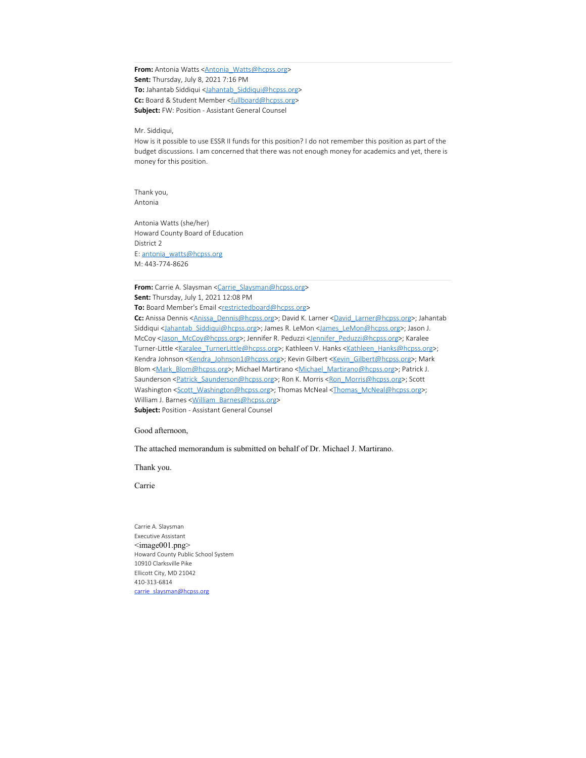**From:** Antonia Watts <Antonia_Watts@hcpss.org>
**Sent:** Thursday, July 8, 2021 7:16 PM
**To:** Jahantab Siddiqui <Jahantab_Siddiqui@hcpss.org>
**Cc:** Board & Student Member <fullboard@hcpss.org>
**Subject:** FW: Position - Assistant General Counsel

Mr. Siddiqui,
How is it possible to use ESSR II funds for this position? I do not remember this position as part of the budget discussions. I am concerned that there was not enough money for academics and yet, there is money for this position.

Thank you,
Antonia

Antonia Watts (she/her)
Howard County Board of Education
District 2
E: antonia_watts@hcpss.org
M: 443-774-8626

---

**From:** Carrie A. Slaysman <Carrie_Slaysman@hcpss.org>
**Sent:** Thursday, July 1, 2021 12:08 PM
**To:** Board Member's Email <restrictedboard@hcpss.org>
**Cc:** Anissa Dennis <Anissa_Dennis@hcpss.org>; David K. Larner <David_Larner@hcpss.org>; Jahantab Siddiqui <Jahantab_Siddiqui@hcpss.org>; James R. LeMon <James_LeMon@hcpss.org>; Jason J. McCoy <Jason_McCoy@hcpss.org>; Jennifer R. Peduzzi <Jennifer_Peduzzi@hcpss.org>; Karalee Turner-Little <Karalee_TurnerLittle@hcpss.org>; Kathleen V. Hanks <Kathleen_Hanks@hcpss.org>; Kendra Johnson <Kendra_Johnson1@hcpss.org>; Kevin Gilbert <Kevin_Gilbert@hcpss.org>; Mark Blom <Mark_Blom@hcpss.org>; Michael Martirano <Michael_Martirano@hcpss.org>; Patrick J. Saunderson <Patrick_Saunderson@hcpss.org>; Ron K. Morris <Ron_Morris@hcpss.org>; Scott Washington <Scott_Washington@hcpss.org>; Thomas McNeal <Thomas_McNeal@hcpss.org>; William J. Barnes <William_Barnes@hcpss.org>
**Subject:** Position - Assistant General Counsel

Good afternoon,

The attached memorandum is submitted on behalf of Dr. Michael J. Martirano.

Thank you.

Carrie

Carrie A. Slaysman
Executive Assistant
<image001.png>
Howard County Public School System
10910 Clarksville Pike
Ellicott City, MD 21042
410-313-6814
carrie_slaysman@hcpss.org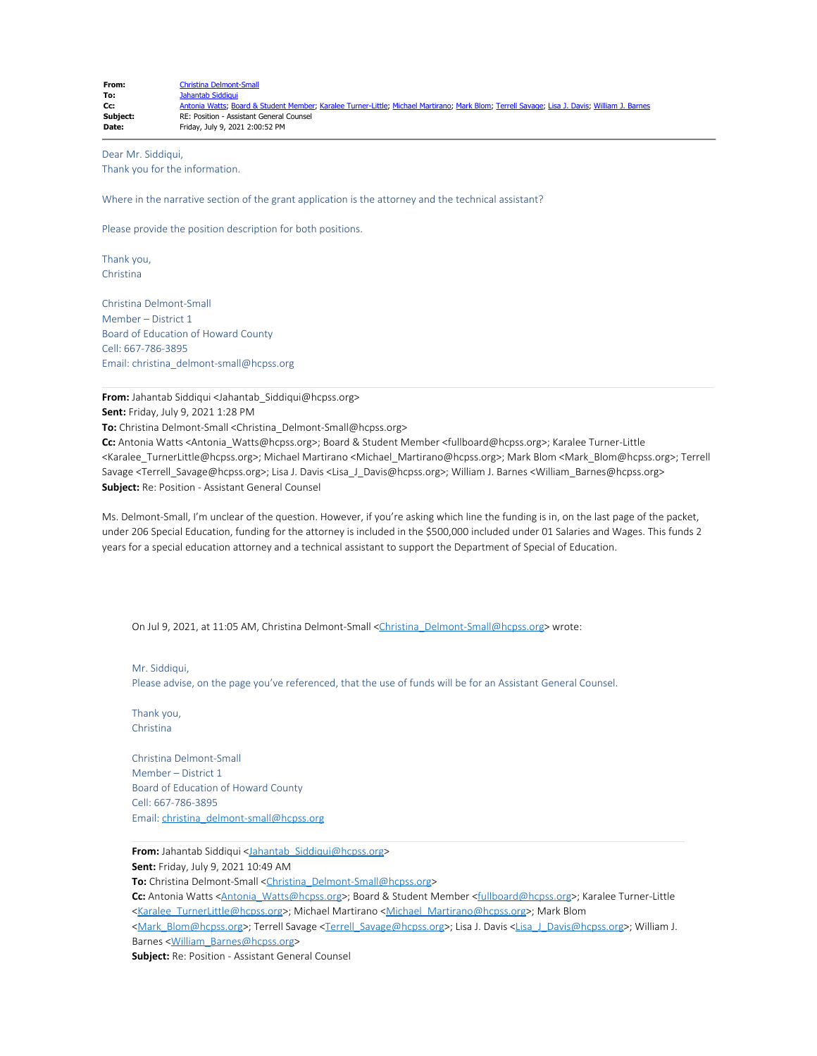| | |
|---|---|
| **From:** | Christina Delmont-Small |
| **To:** | Jahantab Siddiqui |
| **Cc:** | Antonia Watts; Board & Student Member; Karalee Turner-Little; Michael Martirano; Mark Blom; Terrell Savage; Lisa J. Davis; William J. Barnes |
| **Subject:** | RE: Position - Assistant General Counsel |
| **Date:** | Friday, July 9, 2021 2:00:52 PM |

---

Dear Mr. Siddiqui,
Thank you for the information.

Where in the narrative section of the grant application is the attorney and the technical assistant?

Please provide the position description for both positions.

Thank you,
Christina

Christina Delmont-Small
Member – District 1
Board of Education of Howard County
Cell: 667-786-3895
Email: christina_delmont-small@hcpss.org

---

**From:** Jahantab Siddiqui <Jahantab_Siddiqui@hcpss.org>
**Sent:** Friday, July 9, 2021 1:28 PM
**To:** Christina Delmont-Small <Christina_Delmont-Small@hcpss.org>
**Cc:** Antonia Watts <Antonia_Watts@hcpss.org>; Board & Student Member <fullboard@hcpss.org>; Karalee Turner-Little <Karalee_TurnerLittle@hcpss.org>; Michael Martirano <Michael_Martirano@hcpss.org>; Mark Blom <Mark_Blom@hcpss.org>; Terrell Savage <Terrell_Savage@hcpss.org>; Lisa J. Davis <Lisa_J_Davis@hcpss.org>; William J. Barnes <William_Barnes@hcpss.org>
**Subject:** Re: Position - Assistant General Counsel

Ms. Delmont-Small, I'm unclear of the question. However, if you're asking which line the funding is in, on the last page of the packet, under 206 Special Education, funding for the attorney is included in the $500,000 included under 01 Salaries and Wages. This funds 2 years for a special education attorney and a technical assistant to support the Department of Special of Education.

> On Jul 9, 2021, at 11:05 AM, Christina Delmont-Small <Christina_Delmont-Small@hcpss.org> wrote:
>
> Mr. Siddiqui,
> Please advise, on the page you've referenced, that the use of funds will be for an Assistant General Counsel.
>
> Thank you,
> Christina
>
> Christina Delmont-Small
> Member – District 1
> Board of Education of Howard County
> Cell: 667-786-3895
> Email: christina_delmont-small@hcpss.org
>
> ---
>
> **From:** Jahantab Siddiqui <Jahantab_Siddiqui@hcpss.org>
> **Sent:** Friday, July 9, 2021 10:49 AM
> **To:** Christina Delmont-Small <Christina_Delmont-Small@hcpss.org>
> **Cc:** Antonia Watts <Antonia_Watts@hcpss.org>; Board & Student Member <fullboard@hcpss.org>; Karalee Turner-Little <Karalee_TurnerLittle@hcpss.org>; Michael Martirano <Michael_Martirano@hcpss.org>; Mark Blom <Mark_Blom@hcpss.org>; Terrell Savage <Terrell_Savage@hcpss.org>; Lisa J. Davis <Lisa_J_Davis@hcpss.org>; William J. Barnes <William_Barnes@hcpss.org>
> **Subject:** Re: Position - Assistant General Counsel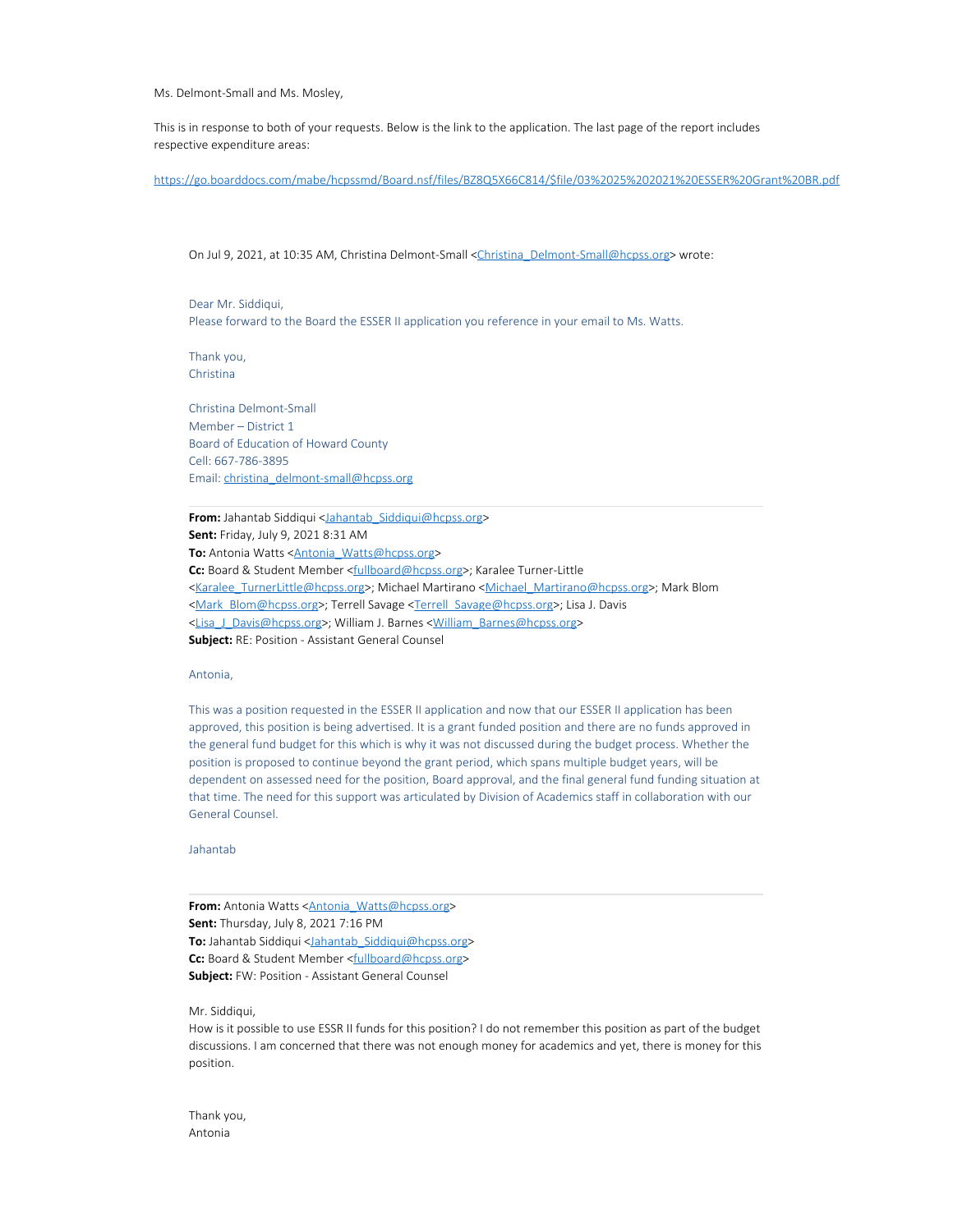Ms. Delmont-Small and Ms. Mosley,

This is in response to both of your requests. Below is the link to the application. The last page of the report includes respective expenditure areas:

https://go.boarddocs.com/mabe/hcpssmd/Board.nsf/files/BZ8Q5X66C814/$file/03%2025%202021%20ESSER%20Grant%20BR.pdf

On Jul 9, 2021, at 10:35 AM, Christina Delmont-Small <Christina_Delmont-Small@hcpss.org> wrote:

Dear Mr. Siddiqui,
Please forward to the Board the ESSER II application you reference in your email to Ms. Watts.

Thank you,
Christina

Christina Delmont-Small
Member – District 1
Board of Education of Howard County
Cell: 667-786-3895
Email: christina_delmont-small@hcpss.org

---

**From:** Jahantab Siddiqui <Jahantab_Siddiqui@hcpss.org>
**Sent:** Friday, July 9, 2021 8:31 AM
**To:** Antonia Watts <Antonia_Watts@hcpss.org>
**Cc:** Board & Student Member <fullboard@hcpss.org>; Karalee Turner-Little <Karalee_TurnerLittle@hcpss.org>; Michael Martirano <Michael_Martirano@hcpss.org>; Mark Blom <Mark_Blom@hcpss.org>; Terrell Savage <Terrell_Savage@hcpss.org>; Lisa J. Davis <Lisa_J_Davis@hcpss.org>; William J. Barnes <William_Barnes@hcpss.org>
**Subject:** RE: Position - Assistant General Counsel

Antonia,

This was a position requested in the ESSER II application and now that our ESSER II application has been approved, this position is being advertised. It is a grant funded position and there are no funds approved in the general fund budget for this which is why it was not discussed during the budget process. Whether the position is proposed to continue beyond the grant period, which spans multiple budget years, will be dependent on assessed need for the position, Board approval, and the final general fund funding situation at that time. The need for this support was articulated by Division of Academics staff in collaboration with our General Counsel.

Jahantab

---

**From:** Antonia Watts <Antonia_Watts@hcpss.org>
**Sent:** Thursday, July 8, 2021 7:16 PM
**To:** Jahantab Siddiqui <Jahantab_Siddiqui@hcpss.org>
**Cc:** Board & Student Member <fullboard@hcpss.org>
**Subject:** FW: Position - Assistant General Counsel

Mr. Siddiqui,
How is it possible to use ESSR II funds for this position? I do not remember this position as part of the budget discussions. I am concerned that there was not enough money for academics and yet, there is money for this position.

Thank you,
Antonia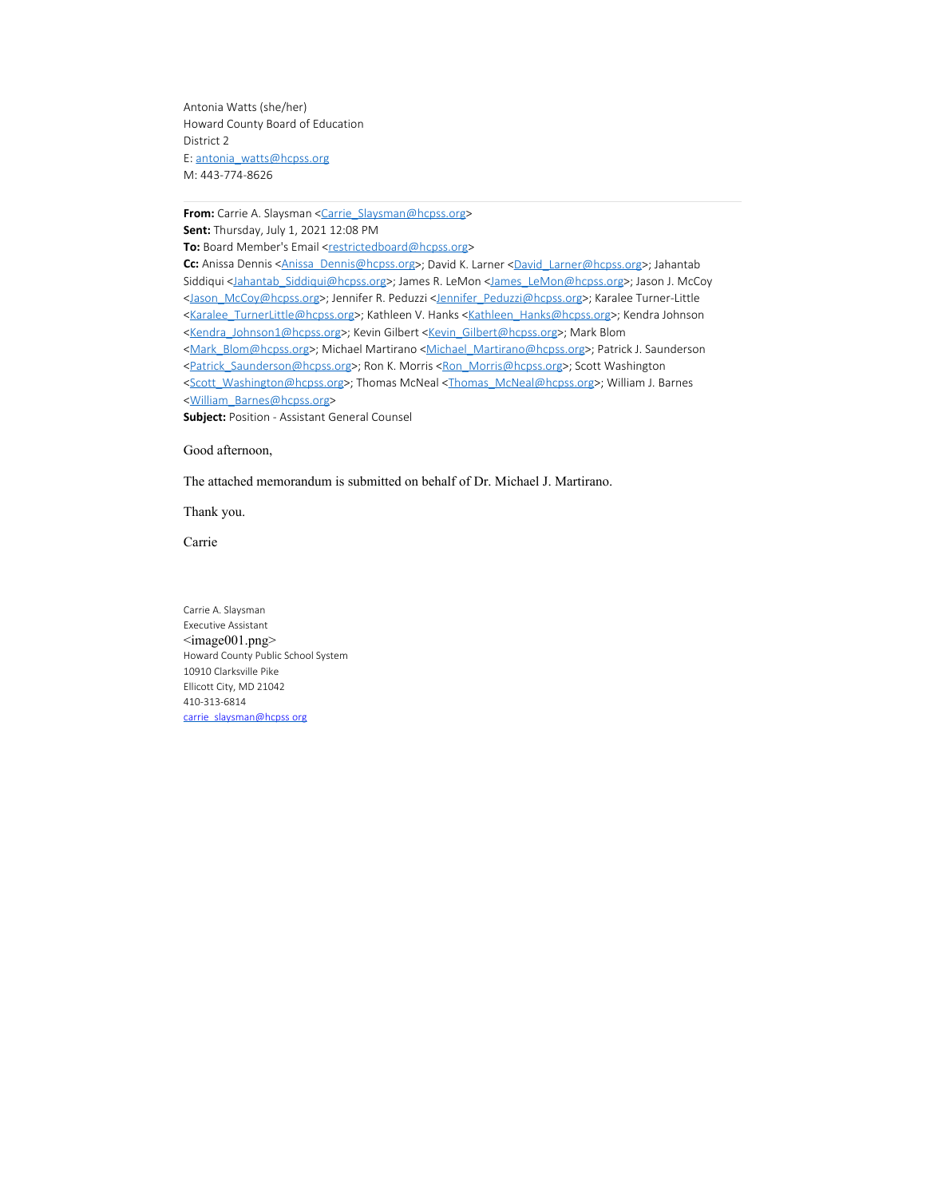Antonia Watts (she/her)
Howard County Board of Education
District 2
E: antonia_watts@hcpss.org
M: 443-774-8626

---

**From:** Carrie A. Slaysman <Carrie_Slaysman@hcpss.org>
**Sent:** Thursday, July 1, 2021 12:08 PM
**To:** Board Member's Email <restrictedboard@hcpss.org>
**Cc:** Anissa Dennis <Anissa_Dennis@hcpss.org>; David K. Larner <David_Larner@hcpss.org>; Jahantab Siddiqui <Jahantab_Siddiqui@hcpss.org>; James R. LeMon <James_LeMon@hcpss.org>; Jason J. McCoy <Jason_McCoy@hcpss.org>; Jennifer R. Peduzzi <Jennifer_Peduzzi@hcpss.org>; Karalee Turner-Little <Karalee_TurnerLittle@hcpss.org>; Kathleen V. Hanks <Kathleen_Hanks@hcpss.org>; Kendra Johnson <Kendra_Johnson1@hcpss.org>; Kevin Gilbert <Kevin_Gilbert@hcpss.org>; Mark Blom <Mark_Blom@hcpss.org>; Michael Martirano <Michael_Martirano@hcpss.org>; Patrick J. Saunderson <Patrick_Saunderson@hcpss.org>; Ron K. Morris <Ron_Morris@hcpss.org>; Scott Washington <Scott_Washington@hcpss.org>; Thomas McNeal <Thomas_McNeal@hcpss.org>; William J. Barnes <William_Barnes@hcpss.org>
**Subject:** Position - Assistant General Counsel

Good afternoon,

The attached memorandum is submitted on behalf of Dr. Michael J. Martirano.

Thank you.

Carrie

Carrie A. Slaysman
Executive Assistant
<image001.png>
Howard County Public School System
10910 Clarksville Pike
Ellicott City, MD 21042
410-313-6814
carrie_slaysman@hcpss.org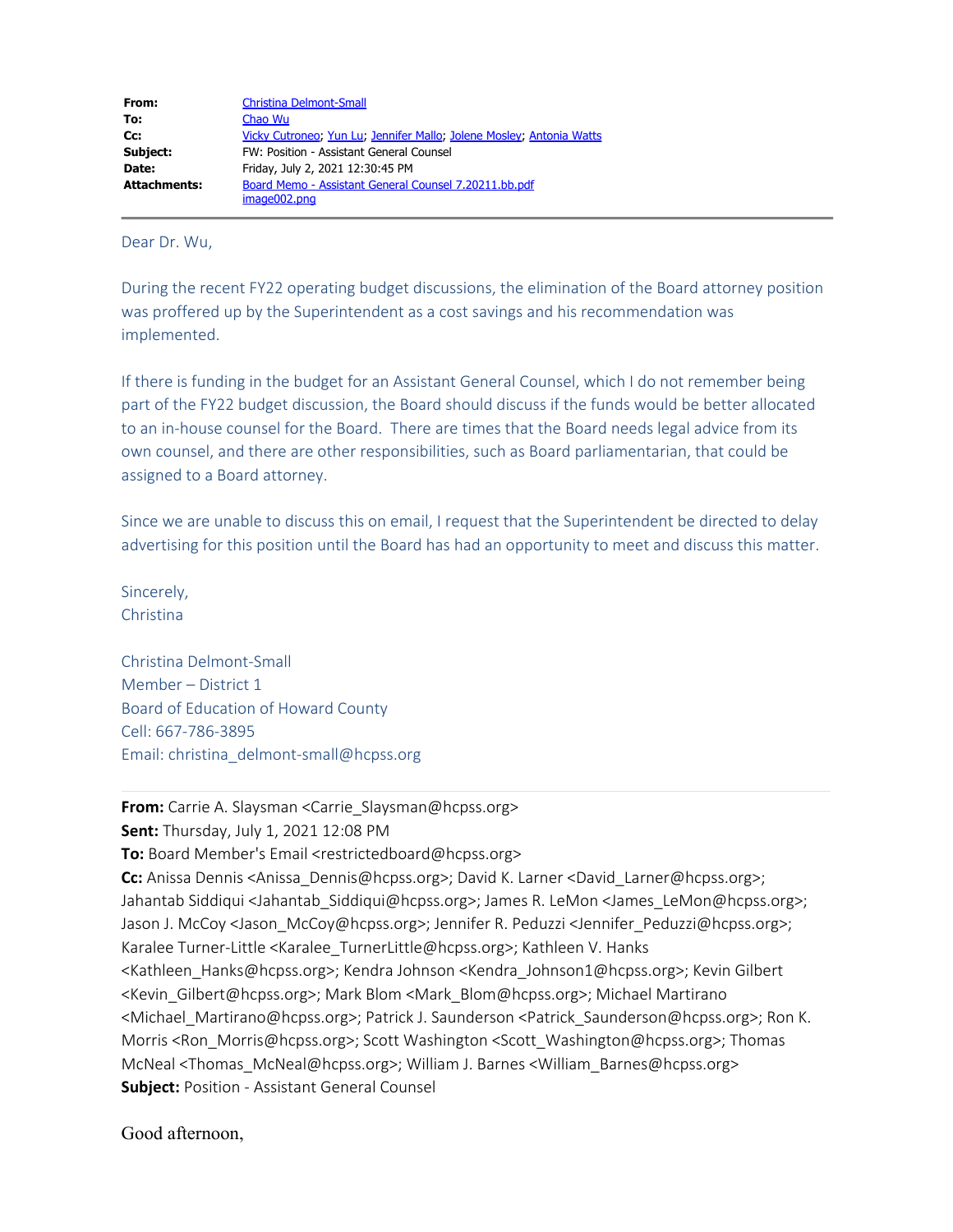| | |
|---|---|
| **From:** | Christina Delmont-Small |
| **To:** | Chao Wu |
| **Cc:** | Vicky Cutroneo; Yun Lu; Jennifer Mallo; Jolene Mosley; Antonia Watts |
| **Subject:** | FW: Position - Assistant General Counsel |
| **Date:** | Friday, July 2, 2021 12:30:45 PM |
| **Attachments:** | Board Memo - Assistant General Counsel 7.20211.bb.pdf<br>image002.png |

Dear Dr. Wu,

During the recent FY22 operating budget discussions, the elimination of the Board attorney position was proffered up by the Superintendent as a cost savings and his recommendation was implemented.

If there is funding in the budget for an Assistant General Counsel, which I do not remember being part of the FY22 budget discussion, the Board should discuss if the funds would be better allocated to an in-house counsel for the Board. There are times that the Board needs legal advice from its own counsel, and there are other responsibilities, such as Board parliamentarian, that could be assigned to a Board attorney.

Since we are unable to discuss this on email, I request that the Superintendent be directed to delay advertising for this position until the Board has had an opportunity to meet and discuss this matter.

Sincerely,
Christina

Christina Delmont-Small
Member – District 1
Board of Education of Howard County
Cell: 667-786-3895
Email: christina_delmont-small@hcpss.org

---

**From:** Carrie A. Slaysman <Carrie_Slaysman@hcpss.org>
**Sent:** Thursday, July 1, 2021 12:08 PM
**To:** Board Member's Email <restrictedboard@hcpss.org>
**Cc:** Anissa Dennis <Anissa_Dennis@hcpss.org>; David K. Larner <David_Larner@hcpss.org>; Jahantab Siddiqui <Jahantab_Siddiqui@hcpss.org>; James R. LeMon <James_LeMon@hcpss.org>; Jason J. McCoy <Jason_McCoy@hcpss.org>; Jennifer R. Peduzzi <Jennifer_Peduzzi@hcpss.org>; Karalee Turner-Little <Karalee_TurnerLittle@hcpss.org>; Kathleen V. Hanks <Kathleen_Hanks@hcpss.org>; Kendra Johnson <Kendra_Johnson1@hcpss.org>; Kevin Gilbert <Kevin_Gilbert@hcpss.org>; Mark Blom <Mark_Blom@hcpss.org>; Michael Martirano <Michael_Martirano@hcpss.org>; Patrick J. Saunderson <Patrick_Saunderson@hcpss.org>; Ron K. Morris <Ron_Morris@hcpss.org>; Scott Washington <Scott_Washington@hcpss.org>; Thomas McNeal <Thomas_McNeal@hcpss.org>; William J. Barnes <William_Barnes@hcpss.org>
**Subject:** Position - Assistant General Counsel

Good afternoon,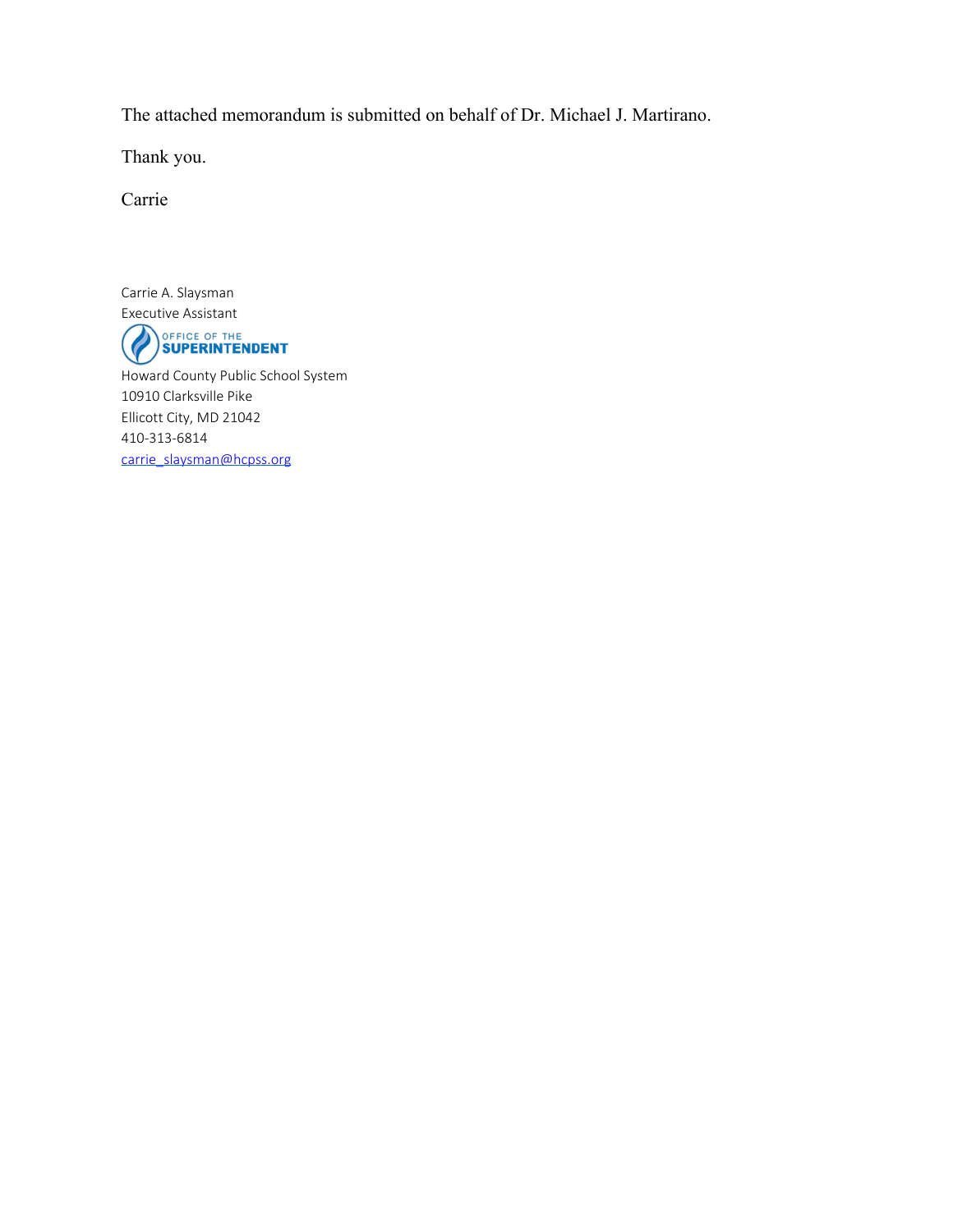The attached memorandum is submitted on behalf of Dr. Michael J. Martirano.

Thank you.

Carrie

Carrie A. Slaysman
Executive Assistant
OFFICE OF THE
SUPERINTENDENT
Howard County Public School System
10910 Clarksville Pike
Ellicott City, MD 21042
410-313-6814
carrie_slaysman@hcpss.org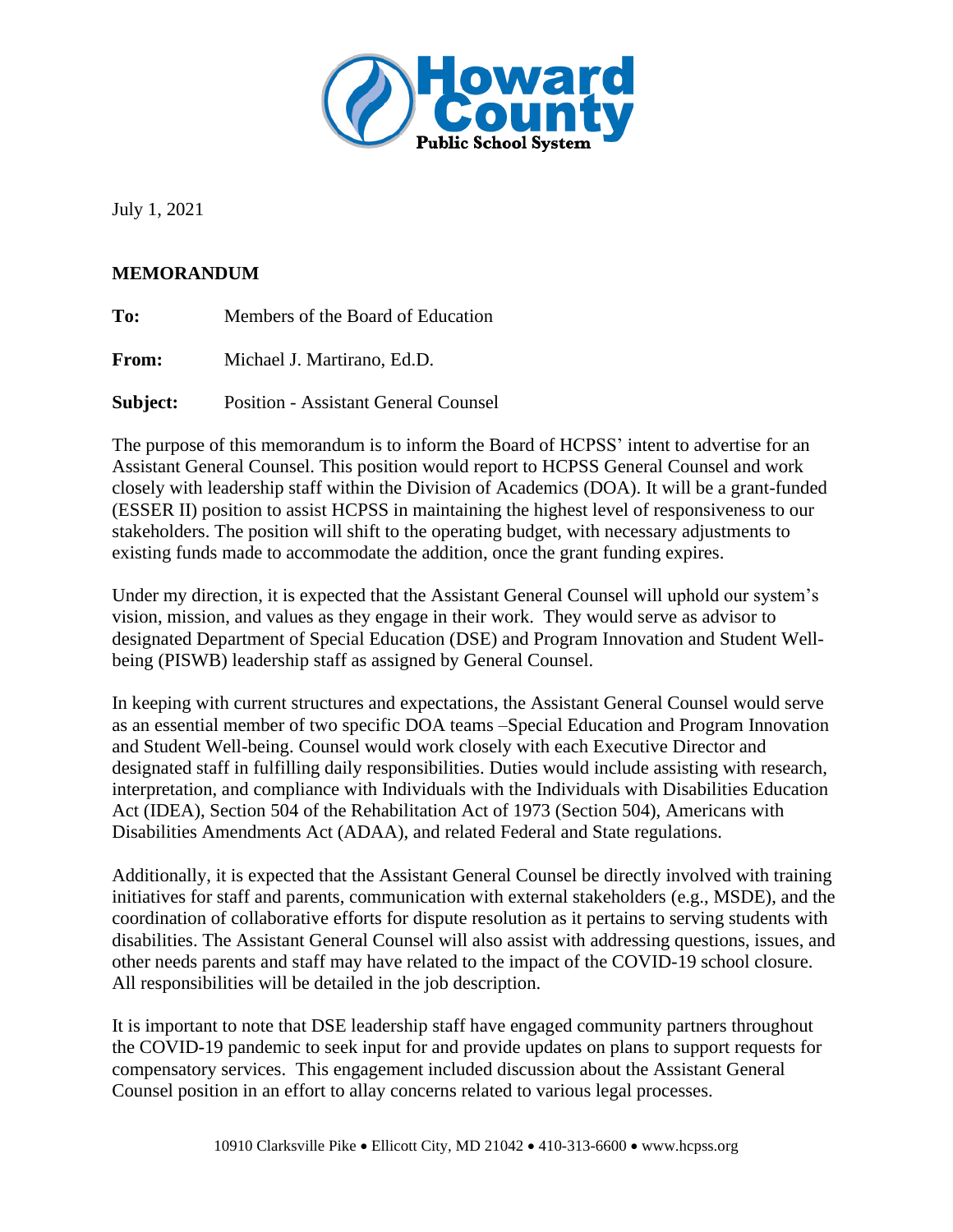July 1, 2021

**MEMORANDUM**

**To:** Members of the Board of Education

**From:** Michael J. Martirano, Ed.D.

**Subject:** Position - Assistant General Counsel

The purpose of this memorandum is to inform the Board of HCPSS' intent to advertise for an Assistant General Counsel. This position would report to HCPSS General Counsel and work closely with leadership staff within the Division of Academics (DOA). It will be a grant-funded (ESSER II) position to assist HCPSS in maintaining the highest level of responsiveness to our stakeholders. The position will shift to the operating budget, with necessary adjustments to existing funds made to accommodate the addition, once the grant funding expires.

Under my direction, it is expected that the Assistant General Counsel will uphold our system's vision, mission, and values as they engage in their work. They would serve as advisor to designated Department of Special Education (DSE) and Program Innovation and Student Well-being (PISWB) leadership staff as assigned by General Counsel.

In keeping with current structures and expectations, the Assistant General Counsel would serve as an essential member of two specific DOA teams –Special Education and Program Innovation and Student Well-being. Counsel would work closely with each Executive Director and designated staff in fulfilling daily responsibilities. Duties would include assisting with research, interpretation, and compliance with Individuals with the Individuals with Disabilities Education Act (IDEA), Section 504 of the Rehabilitation Act of 1973 (Section 504), Americans with Disabilities Amendments Act (ADAA), and related Federal and State regulations.

Additionally, it is expected that the Assistant General Counsel be directly involved with training initiatives for staff and parents, communication with external stakeholders (e.g., MSDE), and the coordination of collaborative efforts for dispute resolution as it pertains to serving students with disabilities. The Assistant General Counsel will also assist with addressing questions, issues, and other needs parents and staff may have related to the impact of the COVID-19 school closure. All responsibilities will be detailed in the job description.

It is important to note that DSE leadership staff have engaged community partners throughout the COVID-19 pandemic to seek input for and provide updates on plans to support requests for compensatory services. This engagement included discussion about the Assistant General Counsel position in an effort to allay concerns related to various legal processes.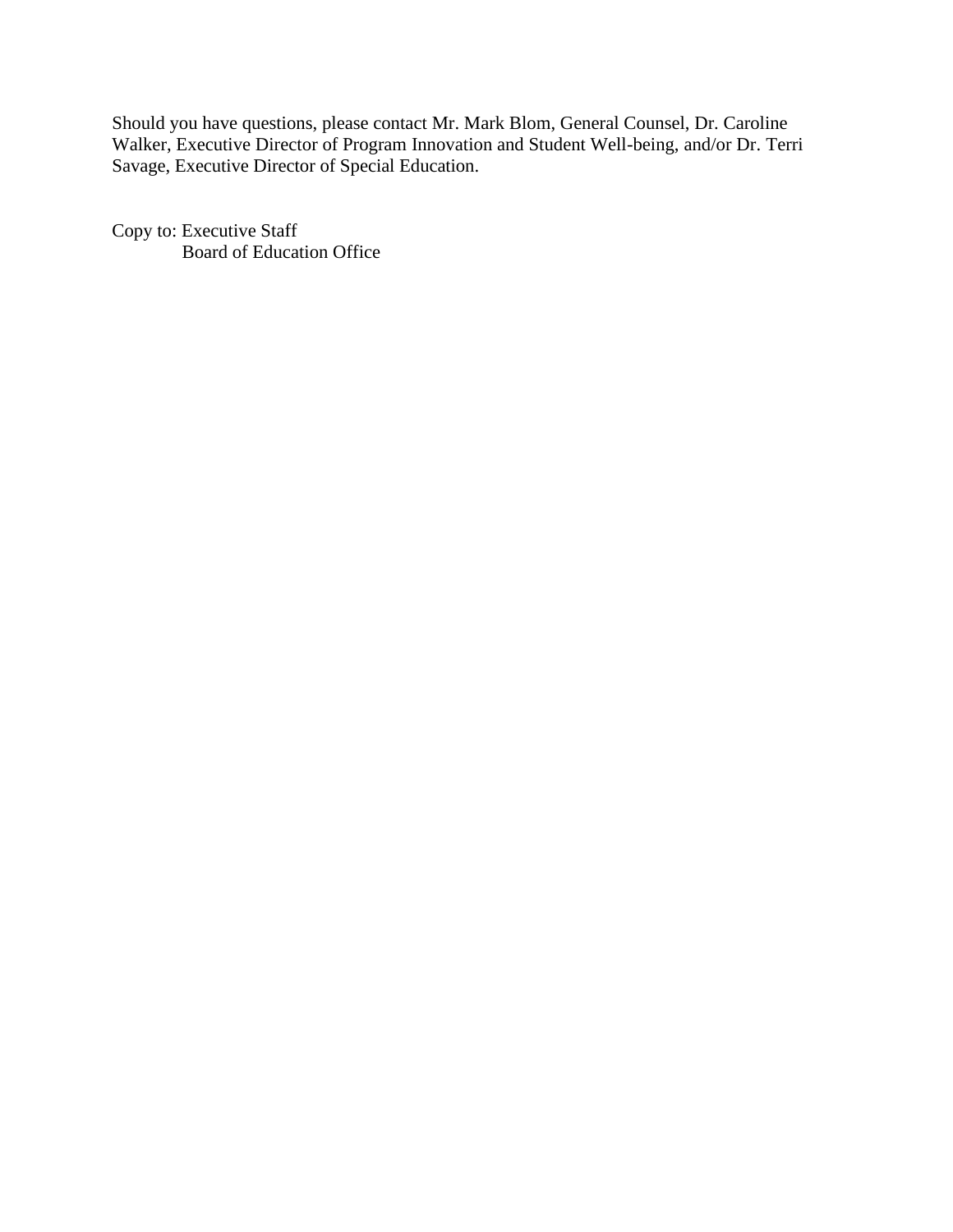Should you have questions, please contact Mr. Mark Blom, General Counsel, Dr. Caroline Walker, Executive Director of Program Innovation and Student Well-being, and/or Dr. Terri Savage, Executive Director of Special Education.

Copy to: Executive Staff
Board of Education Office